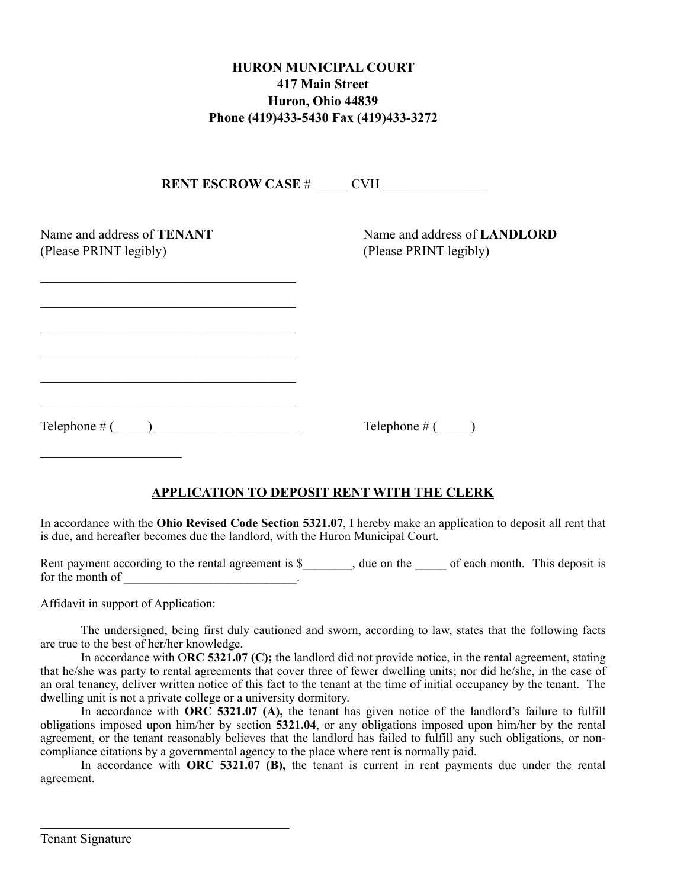**HURON MUNICIPAL COURT**
**417 Main Street**
**Huron, Ohio 44839**
**Phone (419)433-5430 Fax (419)433-3272**

**RENT ESCROW CASE** # _____ CVH _______________

Name and address of **TENANT**
(Please PRINT legibly)

_______________________________________

_______________________________________

_______________________________________

_______________________________________

_______________________________________

_______________________________________

Telephone # (_____)______________________

_____________________

Name and address of **LANDLORD**
(Please PRINT legibly)

Telephone # (_____)

## APPLICATION TO DEPOSIT RENT WITH THE CLERK

In accordance with the **Ohio Revised Code Section 5321.07**, I hereby make an application to deposit all rent that is due, and hereafter becomes due the landlord, with the Huron Municipal Court.

Rent payment according to the rental agreement is $________, due on the _____ of each month. This deposit is for the month of ___________________________.

Affidavit in support of Application:

The undersigned, being first duly cautioned and sworn, according to law, states that the following facts are true to the best of her/her knowledge.

In accordance with O**RC 5321.07 (C);** the landlord did not provide notice, in the rental agreement, stating that he/she was party to rental agreements that cover three of fewer dwelling units; nor did he/she, in the case of an oral tenancy, deliver written notice of this fact to the tenant at the time of initial occupancy by the tenant. The dwelling unit is not a private college or a university dormitory.

In accordance with **ORC 5321.07 (A),** the tenant has given notice of the landlord's failure to fulfill obligations imposed upon him/her by section **5321.04**, or any obligations imposed upon him/her by the rental agreement, or the tenant reasonably believes that the landlord has failed to fulfill any such obligations, or non-compliance citations by a governmental agency to the place where rent is normally paid.

In accordance with **ORC 5321.07 (B),** the tenant is current in rent payments due under the rental agreement.

_______________________________________
Tenant Signature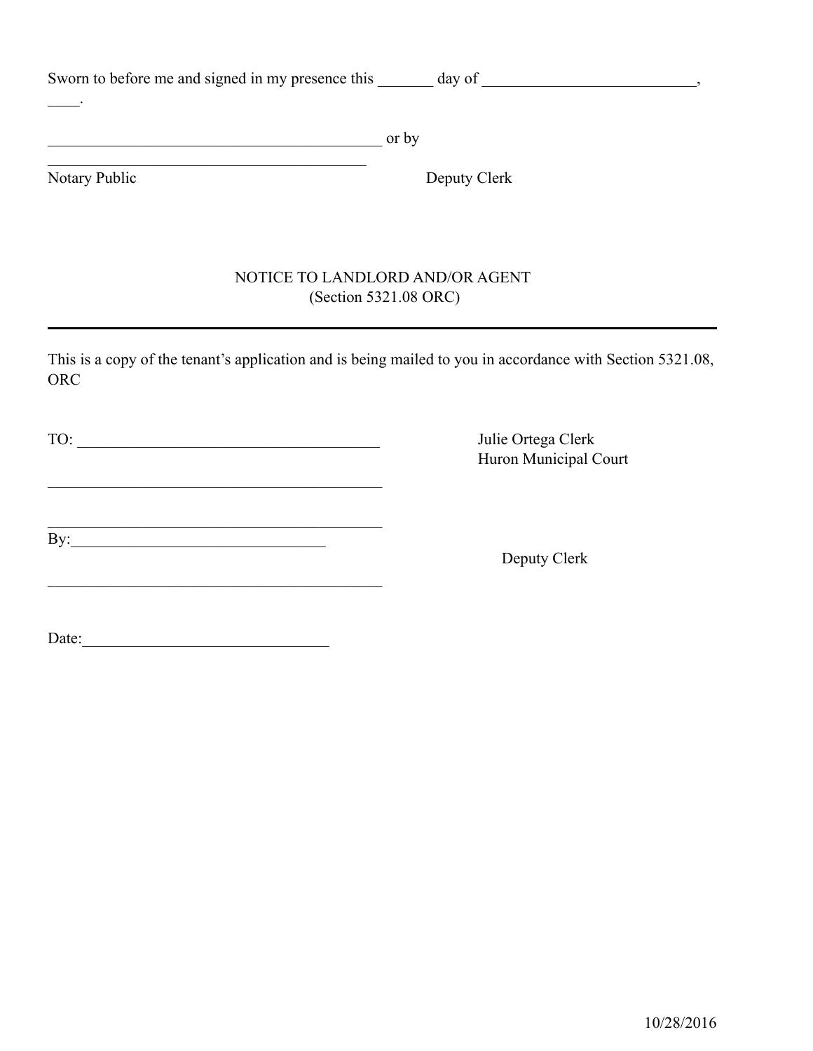Sworn to before me and signed in my presence this _______ day of ___________________________, ____.

___________________________________________ or by
___________________________________________
Notary Public                                                  Deputy Clerk

NOTICE TO LANDLORD AND/OR AGENT
(Section 5321.08 ORC)

---

This is a copy of the tenant's application and is being mailed to you in accordance with Section 5321.08, ORC

TO: _______________________________________

_____________________________________________

_____________________________________________

By:_________________________________

_____________________________________________

Julie Ortega Clerk
Huron Municipal Court

Deputy Clerk

Date:_______________________________

10/28/2016